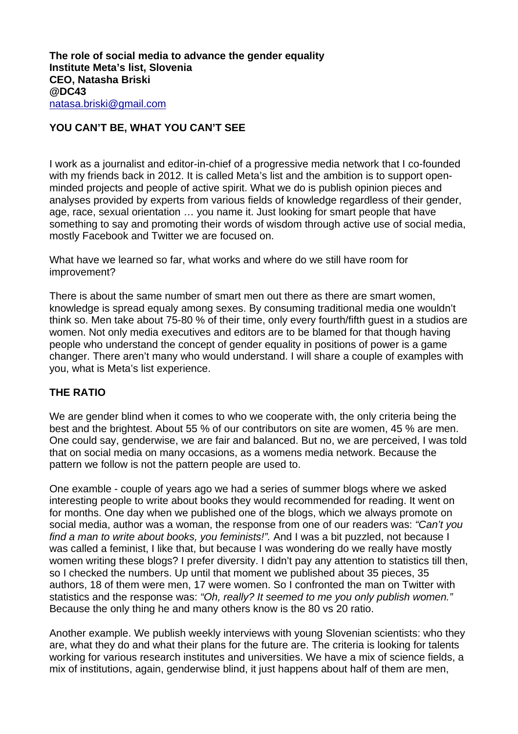**The role of social media to advance the gender equality**
**Institute Meta's list, Slovenia**
**CEO, Natasha Briski**
**@DC43**
natasa.briski@gmail.com

## YOU CAN'T BE, WHAT YOU CAN'T SEE

I work as a journalist and editor-in-chief of a progressive media network that I co-founded with my friends back in 2012. It is called Meta's list and the ambition is to support open-minded projects and people of active spirit. What we do is publish opinion pieces and analyses provided by experts from various fields of knowledge regardless of their gender, age, race, sexual orientation … you name it. Just looking for smart people that have something to say and promoting their words of wisdom through active use of social media, mostly Facebook and Twitter we are focused on.

What have we learned so far, what works and where do we still have room for improvement?

There is about the same number of smart men out there as there are smart women, knowledge is spread equaly among sexes. By consuming traditional media one wouldn't think so. Men take about 75-80 % of their time, only every fourth/fifth guest in a studios are women. Not only media executives and editors are to be blamed for that though having people who understand the concept of gender equality in positions of power is a game changer. There aren't many who would understand. I will share a couple of examples with you, what is Meta's list experience.

## THE RATIO

We are gender blind when it comes to who we cooperate with, the only criteria being the best and the brightest. About 55 % of our contributors on site are women, 45 % are men. One could say, genderwise, we are fair and balanced. But no, we are perceived, I was told that on social media on many occasions, as a womens media network. Because the pattern we follow is not the pattern people are used to.

One examble - couple of years ago we had a series of summer blogs where we asked interesting people to write about books they would recommended for reading. It went on for months. One day when we published one of the blogs, which we always promote on social media, author was a woman, the response from one of our readers was: *"Can't you find a man to write about books, you feminists!".* And I was a bit puzzled, not because I was called a feminist, I like that, but because I was wondering do we really have mostly women writing these blogs? I prefer diversity. I didn't pay any attention to statistics till then, so I checked the numbers. Up until that moment we published about 35 pieces, 35 authors, 18 of them were men, 17 were women. So I confronted the man on Twitter with statistics and the response was: *"Oh, really? It seemed to me you only publish women."* Because the only thing he and many others know is the 80 vs 20 ratio.

Another example. We publish weekly interviews with young Slovenian scientists: who they are, what they do and what their plans for the future are. The criteria is looking for talents working for various research institutes and universities. We have a mix of science fields, a mix of institutions, again, genderwise blind, it just happens about half of them are men,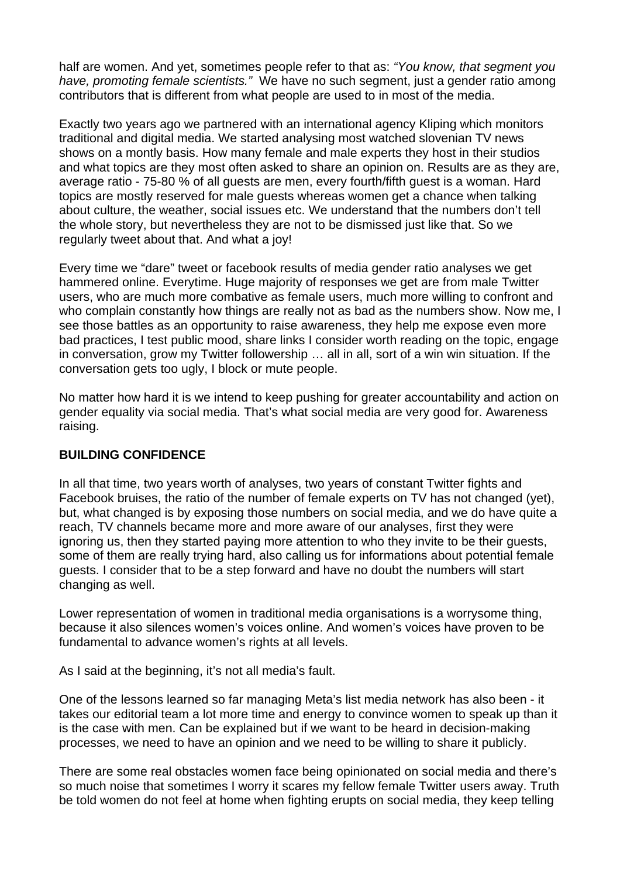half are women. And yet, sometimes people refer to that as: *"You know, that segment you have, promoting female scientists."* We have no such segment, just a gender ratio among contributors that is different from what people are used to in most of the media.

Exactly two years ago we partnered with an international agency Kliping which monitors traditional and digital media. We started analysing most watched slovenian TV news shows on a montly basis. How many female and male experts they host in their studios and what topics are they most often asked to share an opinion on. Results are as they are, average ratio - 75-80 % of all guests are men, every fourth/fifth guest is a woman. Hard topics are mostly reserved for male guests whereas women get a chance when talking about culture, the weather, social issues etc. We understand that the numbers don't tell the whole story, but nevertheless they are not to be dismissed just like that. So we regularly tweet about that. And what a joy!

Every time we "dare" tweet or facebook results of media gender ratio analyses we get hammered online. Everytime. Huge majority of responses we get are from male Twitter users, who are much more combative as female users, much more willing to confront and who complain constantly how things are really not as bad as the numbers show. Now me, I see those battles as an opportunity to raise awareness, they help me expose even more bad practices, I test public mood, share links I consider worth reading on the topic, engage in conversation, grow my Twitter followership … all in all, sort of a win win situation. If the conversation gets too ugly, I block or mute people.

No matter how hard it is we intend to keep pushing for greater accountability and action on gender equality via social media. That's what social media are very good for. Awareness raising.

**BUILDING CONFIDENCE**

In all that time, two years worth of analyses, two years of constant Twitter fights and Facebook bruises, the ratio of the number of female experts on TV has not changed (yet), but, what changed is by exposing those numbers on social media, and we do have quite a reach, TV channels became more and more aware of our analyses, first they were ignoring us, then they started paying more attention to who they invite to be their guests, some of them are really trying hard, also calling us for informations about potential female guests. I consider that to be a step forward and have no doubt the numbers will start changing as well.

Lower representation of women in traditional media organisations is a worrysome thing, because it also silences women's voices online. And women's voices have proven to be fundamental to advance women's rights at all levels.

As I said at the beginning, it's not all media's fault.

One of the lessons learned so far managing Meta's list media network has also been - it takes our editorial team a lot more time and energy to convince women to speak up than it is the case with men. Can be explained but if we want to be heard in decision-making processes, we need to have an opinion and we need to be willing to share it publicly.

There are some real obstacles women face being opinionated on social media and there's so much noise that sometimes I worry it scares my fellow female Twitter users away. Truth be told women do not feel at home when fighting erupts on social media, they keep telling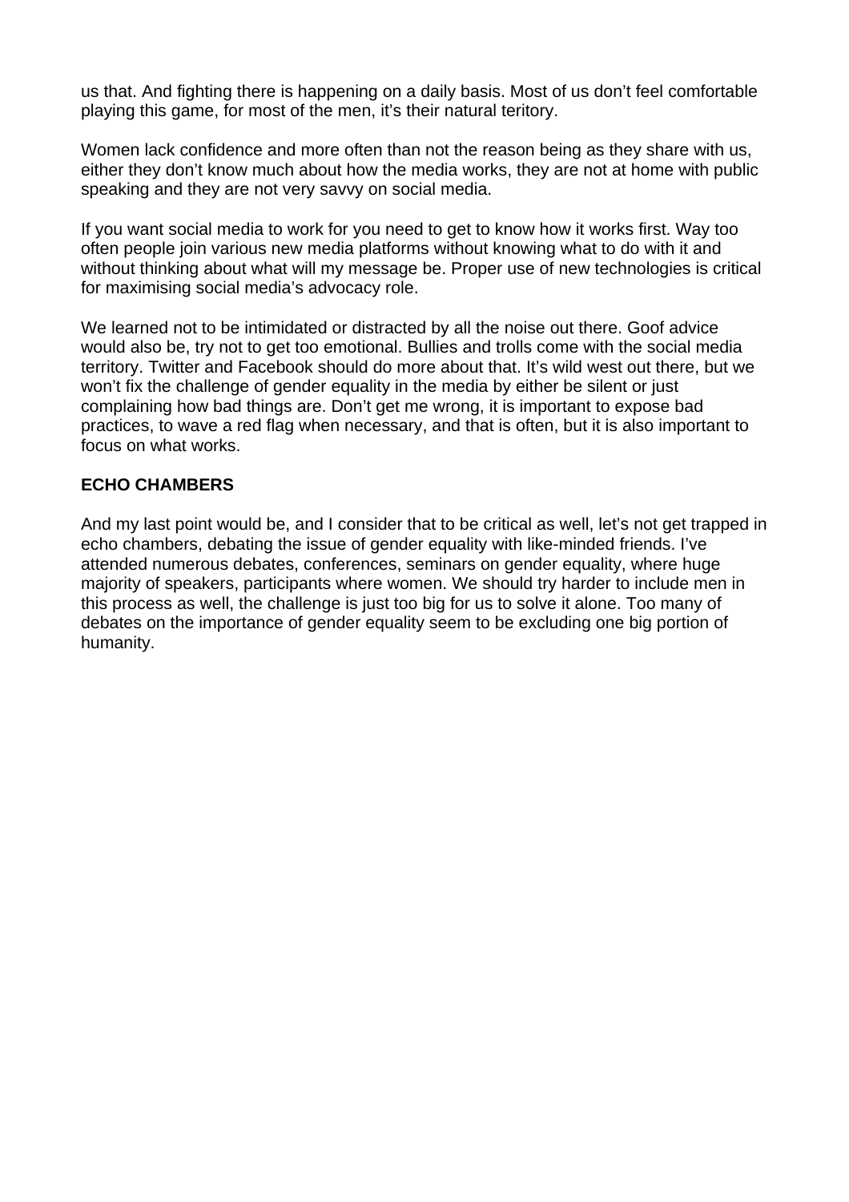us that. And fighting there is happening on a daily basis. Most of us don't feel comfortable playing this game, for most of the men, it's their natural teritory.

Women lack confidence and more often than not the reason being as they share with us, either they don't know much about how the media works, they are not at home with public speaking and they are not very savvy on social media.

If you want social media to work for you need to get to know how it works first. Way too often people join various new media platforms without knowing what to do with it and without thinking about what will my message be. Proper use of new technologies is critical for maximising social media's advocacy role.

We learned not to be intimidated or distracted by all the noise out there. Goof advice would also be, try not to get too emotional. Bullies and trolls come with the social media territory. Twitter and Facebook should do more about that. It's wild west out there, but we won't fix the challenge of gender equality in the media by either be silent or just complaining how bad things are. Don't get me wrong, it is important to expose bad practices, to wave a red flag when necessary, and that is often, but it is also important to focus on what works.

**ECHO CHAMBERS**

And my last point would be, and I consider that to be critical as well, let's not get trapped in echo chambers, debating the issue of gender equality with like-minded friends. I've attended numerous debates, conferences, seminars on gender equality, where huge majority of speakers, participants where women. We should try harder to include men in this process as well, the challenge is just too big for us to solve it alone. Too many of debates on the importance of gender equality seem to be excluding one big portion of humanity.